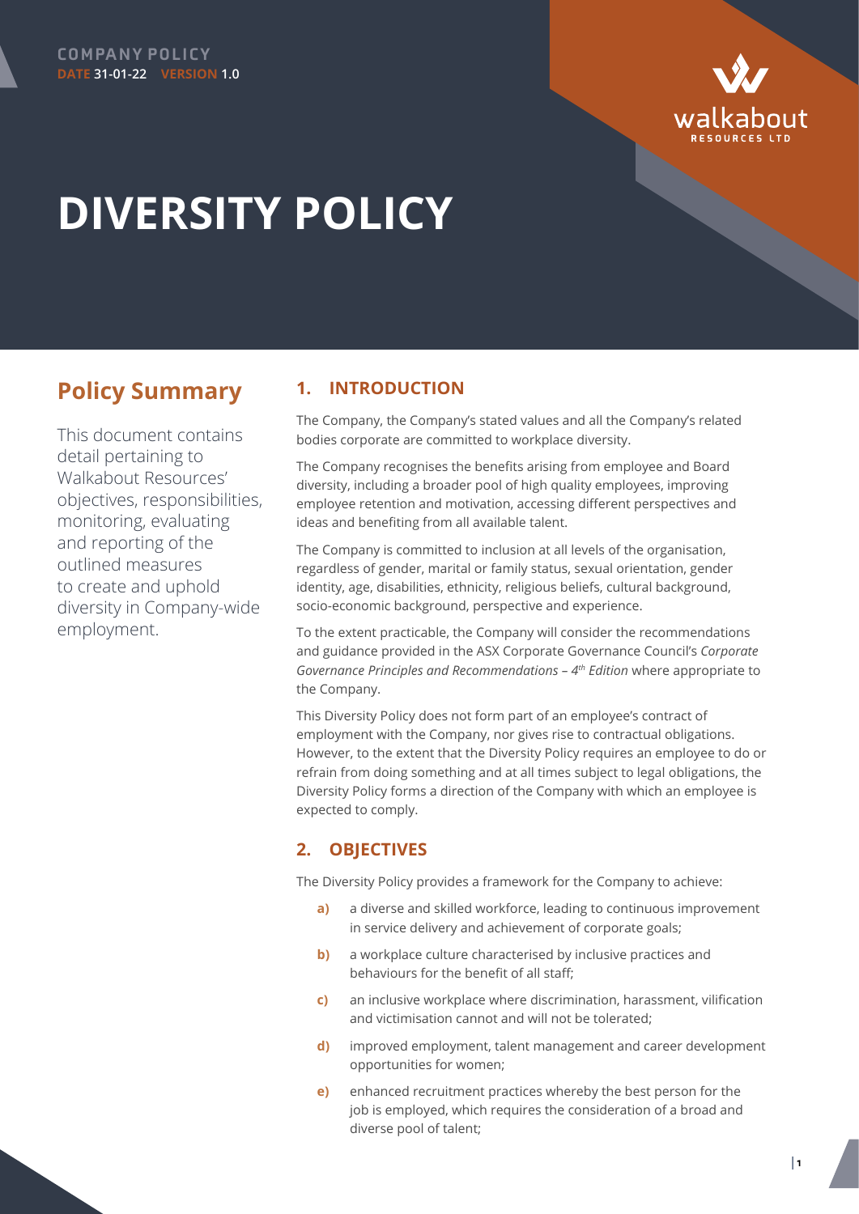COMPANY POLICY
**DATE** 31-01-22 **VERSION** 1.0

# DIVERSITY POLICY

## Policy Summary

This document contains detail pertaining to Walkabout Resources' objectives, responsibilities, monitoring, evaluating and reporting of the outlined measures to create and uphold diversity in Company-wide employment.

## 1. INTRODUCTION

The Company, the Company's stated values and all the Company's related bodies corporate are committed to workplace diversity.

The Company recognises the benefits arising from employee and Board diversity, including a broader pool of high quality employees, improving employee retention and motivation, accessing different perspectives and ideas and benefiting from all available talent.

The Company is committed to inclusion at all levels of the organisation, regardless of gender, marital or family status, sexual orientation, gender identity, age, disabilities, ethnicity, religious beliefs, cultural background, socio-economic background, perspective and experience.

To the extent practicable, the Company will consider the recommendations and guidance provided in the ASX Corporate Governance Council's *Corporate Governance Principles and Recommendations – 4th Edition* where appropriate to the Company.

This Diversity Policy does not form part of an employee's contract of employment with the Company, nor gives rise to contractual obligations. However, to the extent that the Diversity Policy requires an employee to do or refrain from doing something and at all times subject to legal obligations, the Diversity Policy forms a direction of the Company with which an employee is expected to comply.

## 2. OBJECTIVES

The Diversity Policy provides a framework for the Company to achieve:

**a)** a diverse and skilled workforce, leading to continuous improvement in service delivery and achievement of corporate goals;

**b)** a workplace culture characterised by inclusive practices and behaviours for the benefit of all staff;

**c)** an inclusive workplace where discrimination, harassment, vilification and victimisation cannot and will not be tolerated;

**d)** improved employment, talent management and career development opportunities for women;

**e)** enhanced recruitment practices whereby the best person for the job is employed, which requires the consideration of a broad and diverse pool of talent;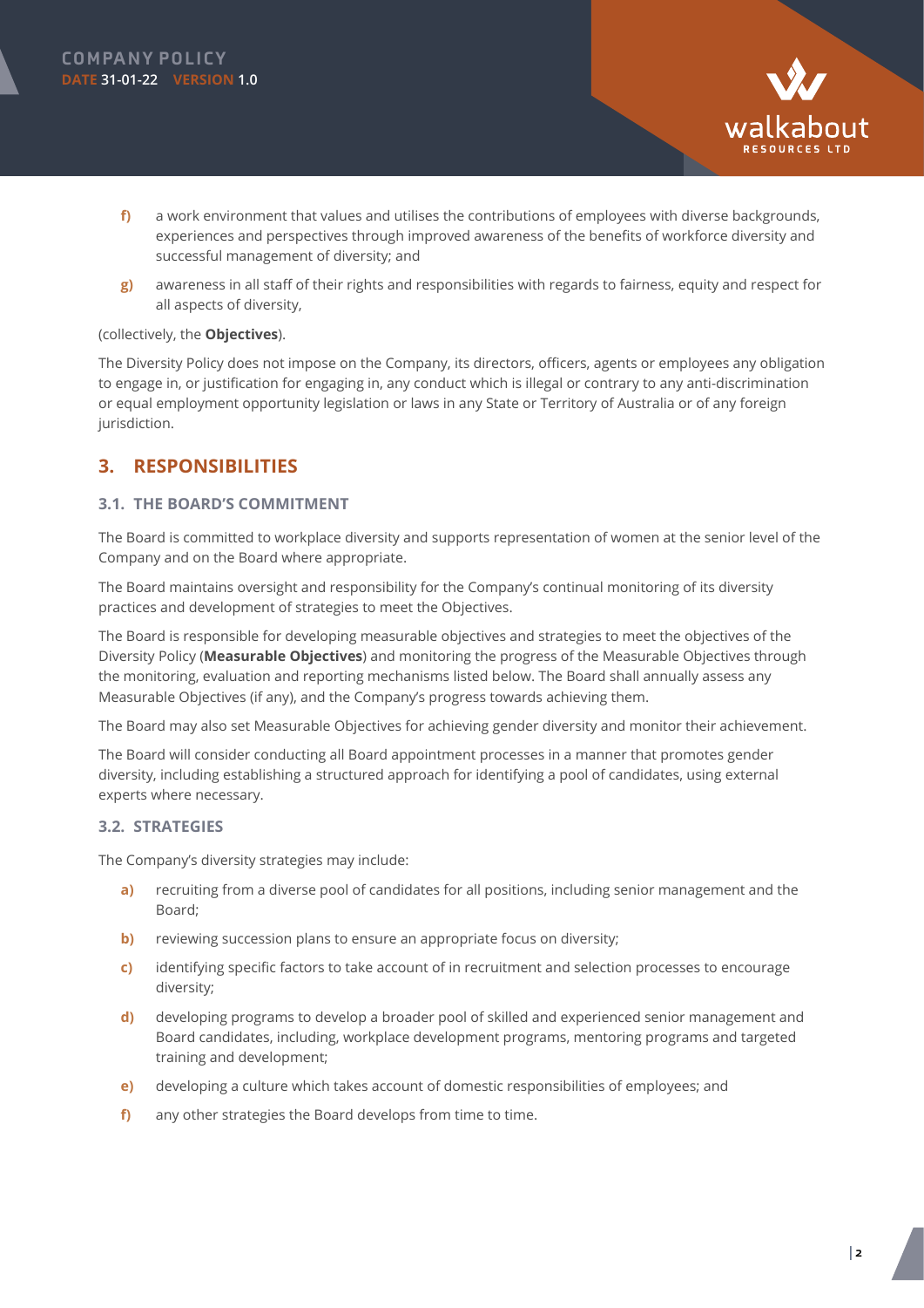f) a work environment that values and utilises the contributions of employees with diverse backgrounds, experiences and perspectives through improved awareness of the benefits of workforce diversity and successful management of diversity; and

g) awareness in all staff of their rights and responsibilities with regards to fairness, equity and respect for all aspects of diversity,

(collectively, the **Objectives**).

The Diversity Policy does not impose on the Company, its directors, officers, agents or employees any obligation to engage in, or justification for engaging in, any conduct which is illegal or contrary to any anti-discrimination or equal employment opportunity legislation or laws in any State or Territory of Australia or of any foreign jurisdiction.

## 3. RESPONSIBILITIES

### 3.1. THE BOARD'S COMMITMENT

The Board is committed to workplace diversity and supports representation of women at the senior level of the Company and on the Board where appropriate.

The Board maintains oversight and responsibility for the Company's continual monitoring of its diversity practices and development of strategies to meet the Objectives.

The Board is responsible for developing measurable objectives and strategies to meet the objectives of the Diversity Policy (**Measurable Objectives**) and monitoring the progress of the Measurable Objectives through the monitoring, evaluation and reporting mechanisms listed below. The Board shall annually assess any Measurable Objectives (if any), and the Company's progress towards achieving them.

The Board may also set Measurable Objectives for achieving gender diversity and monitor their achievement.

The Board will consider conducting all Board appointment processes in a manner that promotes gender diversity, including establishing a structured approach for identifying a pool of candidates, using external experts where necessary.

### 3.2. STRATEGIES

The Company's diversity strategies may include:

a) recruiting from a diverse pool of candidates for all positions, including senior management and the Board;

b) reviewing succession plans to ensure an appropriate focus on diversity;

c) identifying specific factors to take account of in recruitment and selection processes to encourage diversity;

d) developing programs to develop a broader pool of skilled and experienced senior management and Board candidates, including, workplace development programs, mentoring programs and targeted training and development;

e) developing a culture which takes account of domestic responsibilities of employees; and

f) any other strategies the Board develops from time to time.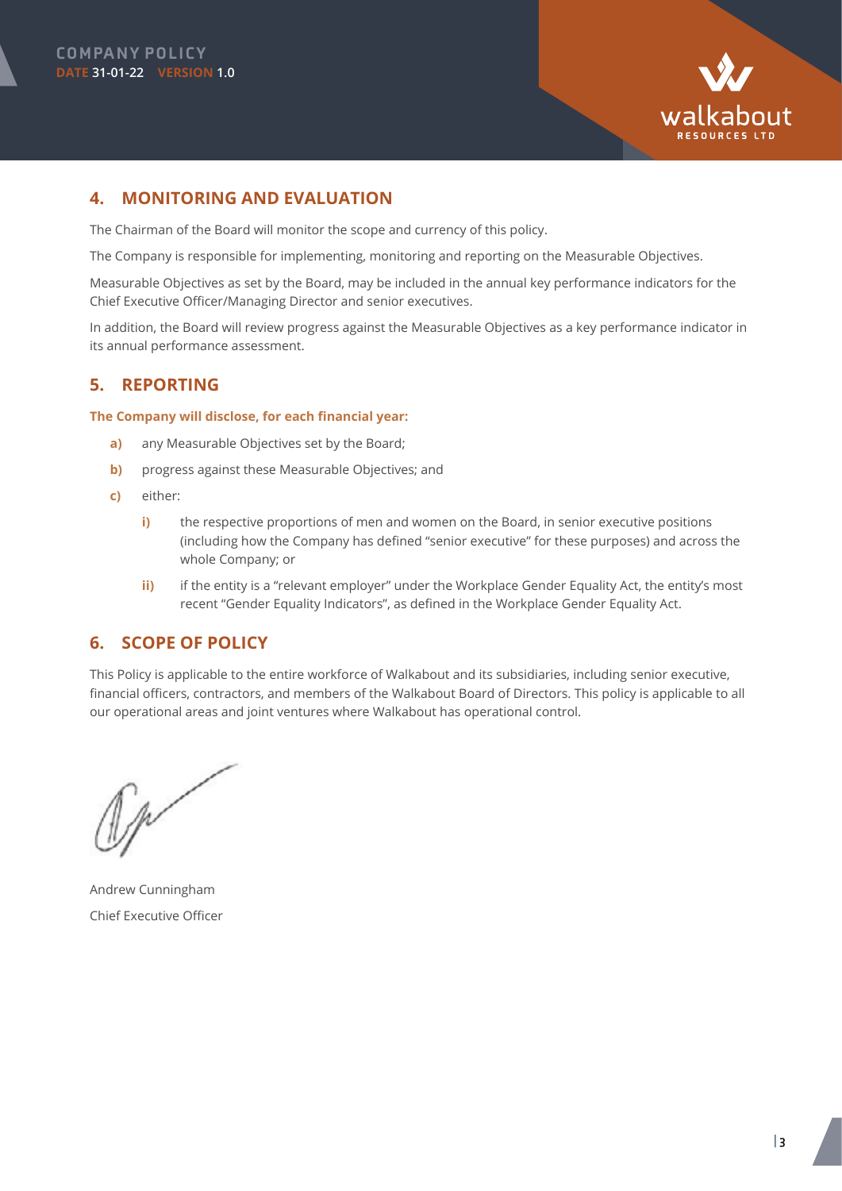## 4. MONITORING AND EVALUATION

The Chairman of the Board will monitor the scope and currency of this policy.

The Company is responsible for implementing, monitoring and reporting on the Measurable Objectives.

Measurable Objectives as set by the Board, may be included in the annual key performance indicators for the Chief Executive Officer/Managing Director and senior executives.

In addition, the Board will review progress against the Measurable Objectives as a key performance indicator in its annual performance assessment.

## 5. REPORTING

**The Company will disclose, for each financial year:**

- **a)** any Measurable Objectives set by the Board;
- **b)** progress against these Measurable Objectives; and
- **c)** either:
  - **i)** the respective proportions of men and women on the Board, in senior executive positions (including how the Company has defined "senior executive" for these purposes) and across the whole Company; or
  - **ii)** if the entity is a "relevant employer" under the Workplace Gender Equality Act, the entity's most recent "Gender Equality Indicators", as defined in the Workplace Gender Equality Act.

## 6. SCOPE OF POLICY

This Policy is applicable to the entire workforce of Walkabout and its subsidiaries, including senior executive, financial officers, contractors, and members of the Walkabout Board of Directors. This policy is applicable to all our operational areas and joint ventures where Walkabout has operational control.

Andrew Cunningham
Chief Executive Officer